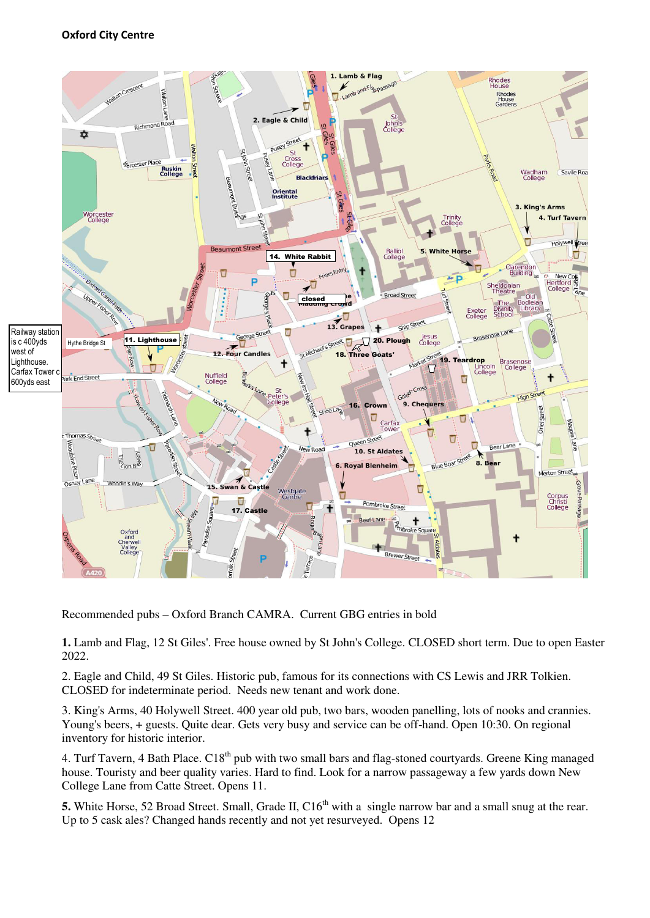**Oxford City Centre**

Railway station is c 400yds west of Lighthouse. Carfax Tower c 600yds east

Recommended pubs – Oxford Branch CAMRA. Current GBG entries in bold

**1.** Lamb and Flag, 12 St Giles'. Free house owned by St John's College. CLOSED short term. Due to open Easter 2022.

2. Eagle and Child, 49 St Giles. Historic pub, famous for its connections with CS Lewis and JRR Tolkien. CLOSED for indeterminate period. Needs new tenant and work done.

3. King's Arms, 40 Holywell Street. 400 year old pub, two bars, wooden panelling, lots of nooks and crannies. Young's beers, + guests. Quite dear. Gets very busy and service can be off-hand. Open 10:30. On regional inventory for historic interior.

4. Turf Tavern, 4 Bath Place. C18th pub with two small bars and flag-stoned courtyards. Greene King managed house. Touristy and beer quality varies. Hard to find. Look for a narrow passageway a few yards down New College Lane from Catte Street. Opens 11.

**5.** White Horse, 52 Broad Street. Small, Grade II, C16th with a single narrow bar and a small snug at the rear. Up to 5 cask ales? Changed hands recently and not yet resurveyed. Opens 12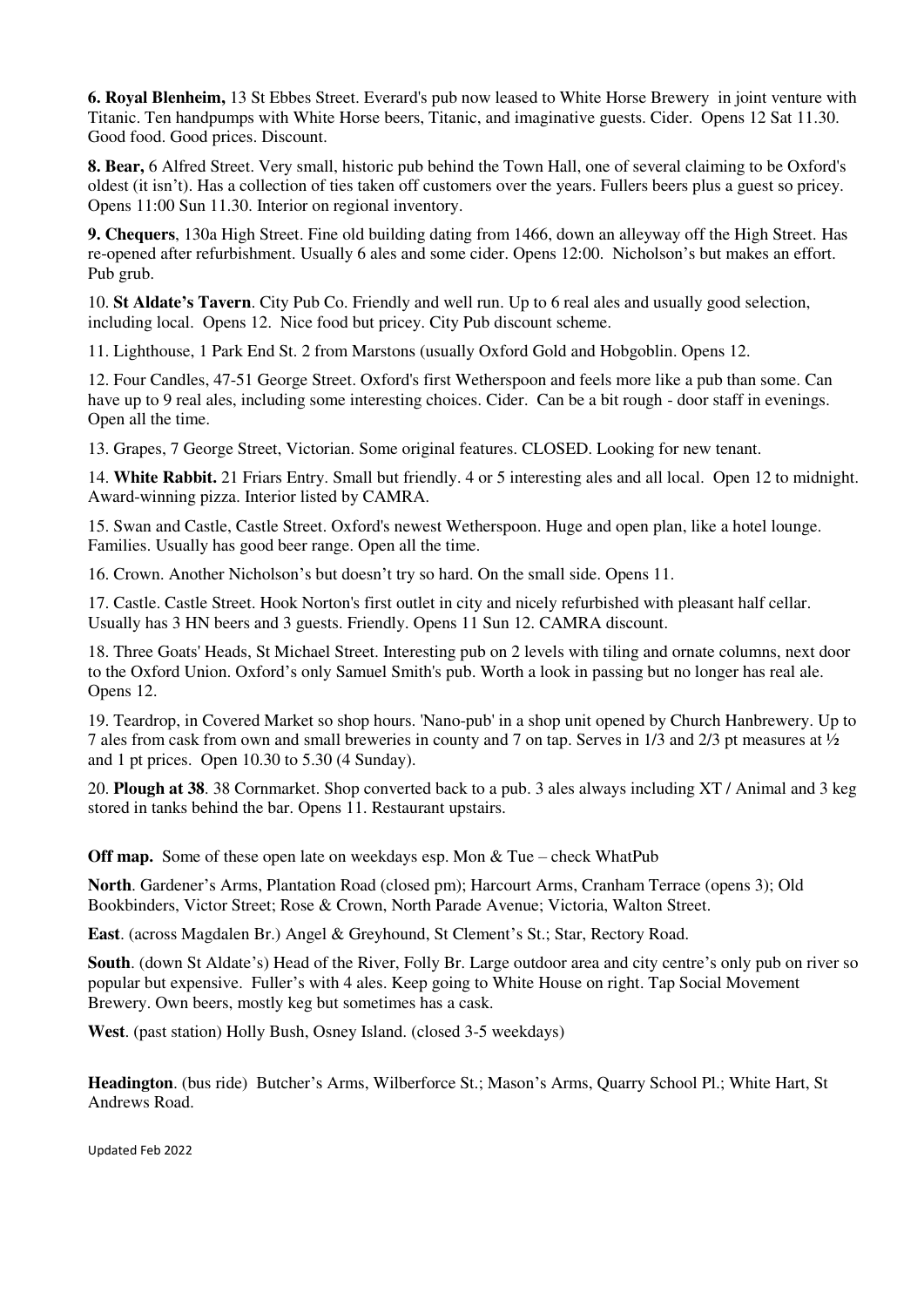**6. Royal Blenheim,** 13 St Ebbes Street. Everard's pub now leased to White Horse Brewery in joint venture with Titanic. Ten handpumps with White Horse beers, Titanic, and imaginative guests. Cider. Opens 12 Sat 11.30. Good food. Good prices. Discount.

**8. Bear,** 6 Alfred Street. Very small, historic pub behind the Town Hall, one of several claiming to be Oxford's oldest (it isn't). Has a collection of ties taken off customers over the years. Fullers beers plus a guest so pricey. Opens 11:00 Sun 11.30. Interior on regional inventory.

**9. Chequers**, 130a High Street. Fine old building dating from 1466, down an alleyway off the High Street. Has re-opened after refurbishment. Usually 6 ales and some cider. Opens 12:00. Nicholson's but makes an effort. Pub grub.

10. **St Aldate's Tavern**. City Pub Co. Friendly and well run. Up to 6 real ales and usually good selection, including local. Opens 12. Nice food but pricey. City Pub discount scheme.

11. Lighthouse, 1 Park End St. 2 from Marstons (usually Oxford Gold and Hobgoblin. Opens 12.

12. Four Candles, 47-51 George Street. Oxford's first Wetherspoon and feels more like a pub than some. Can have up to 9 real ales, including some interesting choices. Cider. Can be a bit rough - door staff in evenings. Open all the time.

13. Grapes, 7 George Street, Victorian. Some original features. CLOSED. Looking for new tenant.

14. **White Rabbit.** 21 Friars Entry. Small but friendly. 4 or 5 interesting ales and all local. Open 12 to midnight. Award-winning pizza. Interior listed by CAMRA.

15. Swan and Castle, Castle Street. Oxford's newest Wetherspoon. Huge and open plan, like a hotel lounge. Families. Usually has good beer range. Open all the time.

16. Crown. Another Nicholson's but doesn't try so hard. On the small side. Opens 11.

17. Castle. Castle Street. Hook Norton's first outlet in city and nicely refurbished with pleasant half cellar. Usually has 3 HN beers and 3 guests. Friendly. Opens 11 Sun 12. CAMRA discount.

18. Three Goats' Heads, St Michael Street. Interesting pub on 2 levels with tiling and ornate columns, next door to the Oxford Union. Oxford's only Samuel Smith's pub. Worth a look in passing but no longer has real ale. Opens 12.

19. Teardrop, in Covered Market so shop hours. 'Nano-pub' in a shop unit opened by Church Hanbrewery. Up to 7 ales from cask from own and small breweries in county and 7 on tap. Serves in 1/3 and 2/3 pt measures at ½ and 1 pt prices. Open 10.30 to 5.30 (4 Sunday).

20. **Plough at 38**. 38 Cornmarket. Shop converted back to a pub. 3 ales always including XT / Animal and 3 keg stored in tanks behind the bar. Opens 11. Restaurant upstairs.

**Off map.** Some of these open late on weekdays esp. Mon & Tue – check WhatPub

**North**. Gardener's Arms, Plantation Road (closed pm); Harcourt Arms, Cranham Terrace (opens 3); Old Bookbinders, Victor Street; Rose & Crown, North Parade Avenue; Victoria, Walton Street.

**East**. (across Magdalen Br.) Angel & Greyhound, St Clement's St.; Star, Rectory Road.

**South**. (down St Aldate's) Head of the River, Folly Br. Large outdoor area and city centre's only pub on river so popular but expensive. Fuller's with 4 ales. Keep going to White House on right. Tap Social Movement Brewery. Own beers, mostly keg but sometimes has a cask.

**West**. (past station) Holly Bush, Osney Island. (closed 3-5 weekdays)

**Headington**. (bus ride) Butcher's Arms, Wilberforce St.; Mason's Arms, Quarry School Pl.; White Hart, St Andrews Road.

Updated Feb 2022